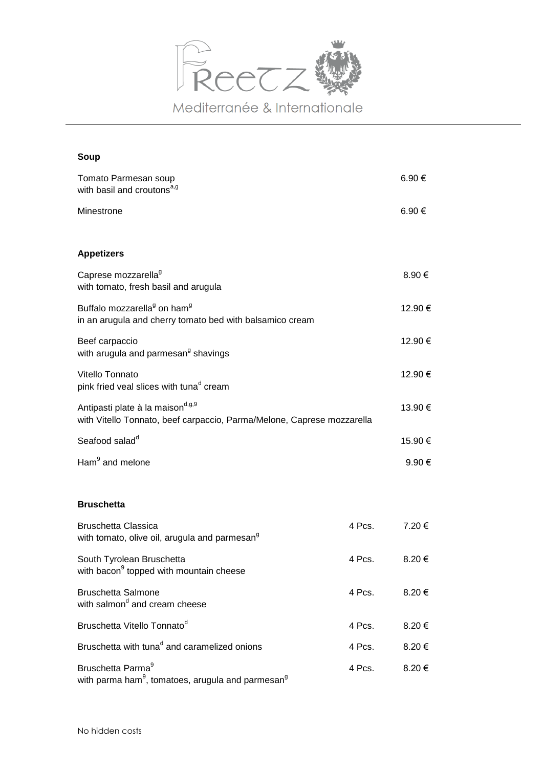# Freetz

Mediterranée & Internationale

## Soup

| | |
|---|---|
| Tomato Parmesan soup<br>with basil and croutons[a,g] | 6.90 € |
| Minestrone | 6.90 € |

## Appetizers

| | |
|---|---|
| Caprese mozzarella[g]<br>with tomato, fresh basil and arugula | 8.90 € |
| Buffalo mozzarella[g] on ham[9]<br>in an arugula and cherry tomato bed with balsamico cream | 12.90 € |
| Beef carpaccio<br>with arugula and parmesan[g] shavings | 12.90 € |
| Vitello Tonnato<br>pink fried veal slices with tuna[d] cream | 12.90 € |
| Antipasti plate à la maison[d,g,9]<br>with Vitello Tonnato, beef carpaccio, Parma/Melone, Caprese mozzarella | 13.90 € |
| Seafood salad[d] | 15.90 € |
| Ham[9] and melone | 9.90 € |

## Bruschetta

| | | |
|---|---|---|
| Bruschetta Classica<br>with tomato, olive oil, arugula and parmesan[g] | 4 Pcs. | 7.20 € |
| South Tyrolean Bruschetta<br>with bacon[9] topped with mountain cheese | 4 Pcs. | 8.20 € |
| Bruschetta Salmone<br>with salmon[d] and cream cheese | 4 Pcs. | 8.20 € |
| Bruschetta Vitello Tonnato[d] | 4 Pcs. | 8.20 € |
| Bruschetta with tuna[d] and caramelized onions | 4 Pcs. | 8.20 € |
| Bruschetta Parma[9]<br>with parma ham[9], tomatoes, arugula and parmesan[g] | 4 Pcs. | 8.20 € |

No hidden costs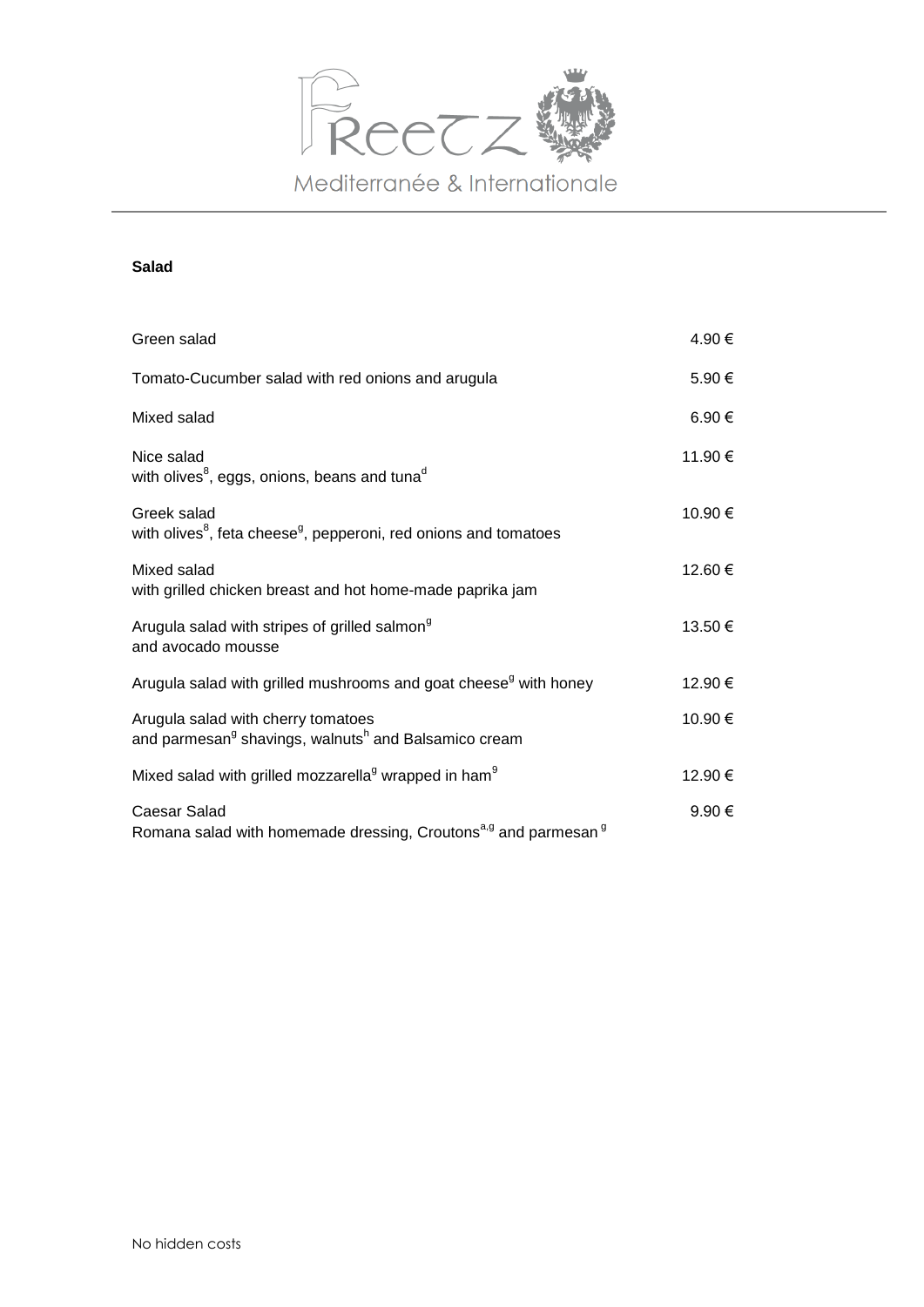Freetz

Mediterranée & Internationale

## Salad

| | |
|---|---|
| Green salad | 4.90 € |
| Tomato-Cucumber salad with red onions and arugula | 5.90 € |
| Mixed salad | 6.90 € |
| Nice salad<br>with olives[8], eggs, onions, beans and tuna[d] | 11.90 € |
| Greek salad<br>with olives[8], feta cheese[g], pepperoni, red onions and tomatoes | 10.90 € |
| Mixed salad<br>with grilled chicken breast and hot home-made paprika jam | 12.60 € |
| Arugula salad with stripes of grilled salmon[g]<br>and avocado mousse | 13.50 € |
| Arugula salad with grilled mushrooms and goat cheese[g] with honey | 12.90 € |
| Arugula salad with cherry tomatoes<br>and parmesan[g] shavings, walnuts[h] and Balsamico cream | 10.90 € |
| Mixed salad with grilled mozzarella[g] wrapped in ham[9] | 12.90 € |
| Caesar Salad<br>Romana salad with homemade dressing, Croutons[a,g] and parmesan [g] | 9.90 € |

No hidden costs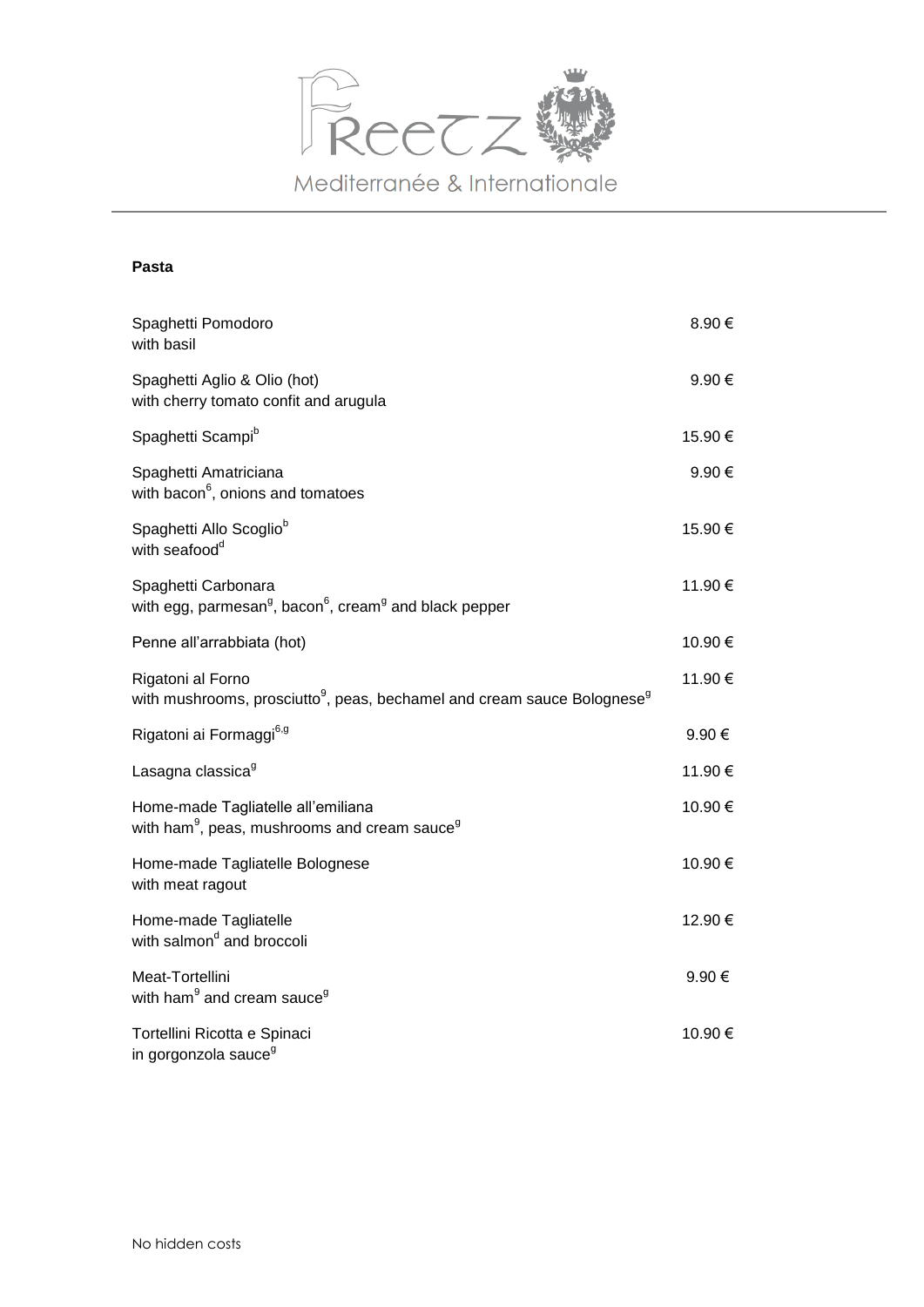Freetz

Mediterranée & Internationale

## Pasta

| | |
|---|---|
| Spaghetti Pomodoro<br>with basil | 8.90 € |
| Spaghetti Aglio & Olio (hot)<br>with cherry tomato confit and arugula | 9.90 € |
| Spaghetti Scampi[b] | 15.90 € |
| Spaghetti Amatriciana<br>with bacon[6], onions and tomatoes | 9.90 € |
| Spaghetti Allo Scoglio[b]<br>with seafood[d] | 15.90 € |
| Spaghetti Carbonara<br>with egg, parmesan[g], bacon[6], cream[g] and black pepper | 11.90 € |
| Penne all'arrabbiata (hot) | 10.90 € |
| Rigatoni al Forno<br>with mushrooms, prosciutto[9], peas, bechamel and cream sauce Bolognese[g] | 11.90 € |
| Rigatoni ai Formaggi[6,g] | 9.90 € |
| Lasagna classica[g] | 11.90 € |
| Home-made Tagliatelle all'emiliana<br>with ham[9], peas, mushrooms and cream sauce[g] | 10.90 € |
| Home-made Tagliatelle Bolognese<br>with meat ragout | 10.90 € |
| Home-made Tagliatelle<br>with salmon[d] and broccoli | 12.90 € |
| Meat-Tortellini<br>with ham[9] and cream sauce[g] | 9.90 € |
| Tortellini Ricotta e Spinaci<br>in gorgonzola sauce[g] | 10.90 € |

No hidden costs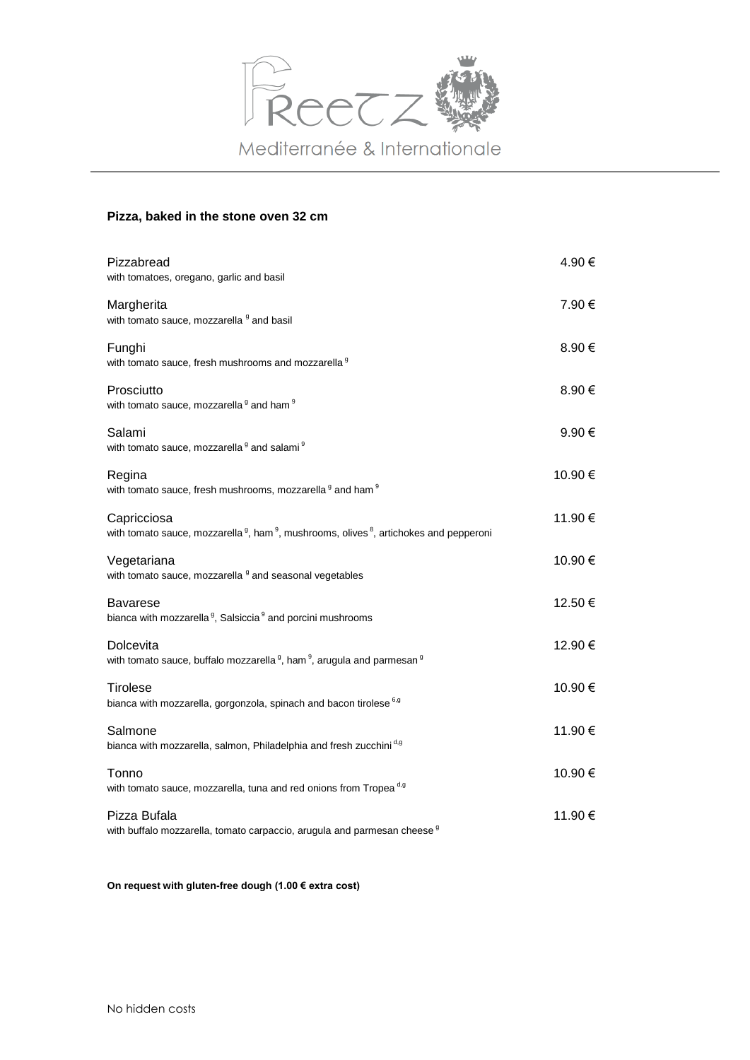Freetz
Mediterranée & Internationale

## Pizza, baked in the stone oven 32 cm

| | |
|---|---|
| Pizzabread<br>with tomatoes, oregano, garlic and basil | 4.90 € |
| Margherita<br>with tomato sauce, mozzarella [9] and basil | 7.90 € |
| Funghi<br>with tomato sauce, fresh mushrooms and mozzarella [9] | 8.90 € |
| Prosciutto<br>with tomato sauce, mozzarella [9] and ham [9] | 8.90 € |
| Salami<br>with tomato sauce, mozzarella [9] and salami [9] | 9.90 € |
| Regina<br>with tomato sauce, fresh mushrooms, mozzarella [9] and ham [9] | 10.90 € |
| Capricciosa<br>with tomato sauce, mozzarella [9], ham [9], mushrooms, olives [8], artichokes and pepperoni | 11.90 € |
| Vegetariana<br>with tomato sauce, mozzarella [9] and seasonal vegetables | 10.90 € |
| Bavarese<br>bianca with mozzarella [9], Salsiccia [9] and porcini mushrooms | 12.50 € |
| Dolcevita<br>with tomato sauce, buffalo mozzarella [9], ham [9], arugula and parmesan [9] | 12.90 € |
| Tirolese<br>bianca with mozzarella, gorgonzola, spinach and bacon tirolese [6,g] | 10.90 € |
| Salmone<br>bianca with mozzarella, salmon, Philadelphia and fresh zucchini [d,g] | 11.90 € |
| Tonno<br>with tomato sauce, mozzarella, tuna and red onions from Tropea [d,g] | 10.90 € |
| Pizza Bufala<br>with buffalo mozzarella, tomato carpaccio, arugula and parmesan cheese [9] | 11.90 € |

**On request with gluten-free dough (1.00 € extra cost)**

No hidden costs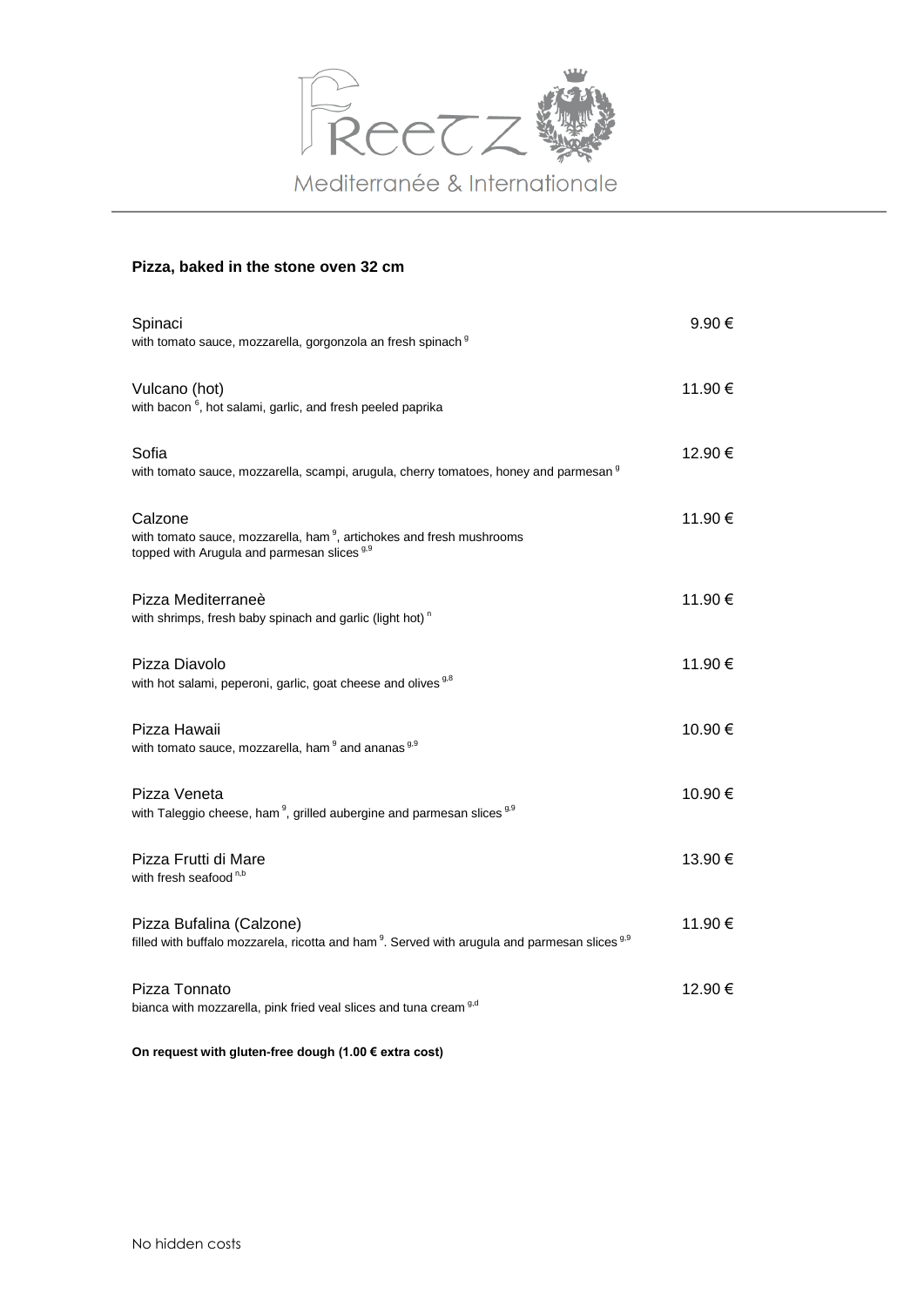Freetz

Mediterranée & Internationale

---

### Pizza, baked in the stone oven 32 cm

**Spinaci** — 9.90 €
with tomato sauce, mozzarella, gorgonzola an fresh spinach [g]

**Vulcano (hot)** — 11.90 €
with bacon [6], hot salami, garlic, and fresh peeled paprika

**Sofia** — 12.90 €
with tomato sauce, mozzarella, scampi, arugula, cherry tomatoes, honey and parmesan [g]

**Calzone** — 11.90 €
with tomato sauce, mozzarella, ham [9], artichokes and fresh mushrooms
topped with Arugula and parmesan slices [g,9]

**Pizza Mediterraneè** — 11.90 €
with shrimps, fresh baby spinach and garlic (light hot) [n]

**Pizza Diavolo** — 11.90 €
with hot salami, peperoni, garlic, goat cheese and olives [g,8]

**Pizza Hawaii** — 10.90 €
with tomato sauce, mozzarella, ham [9] and ananas [g,9]

**Pizza Veneta** — 10.90 €
with Taleggio cheese, ham [9], grilled aubergine and parmesan slices [g,9]

**Pizza Frutti di Mare** — 13.90 €
with fresh seafood [n,b]

**Pizza Bufalina (Calzone)** — 11.90 €
filled with buffalo mozzarela, ricotta and ham [9]. Served with arugula and parmesan slices [g,9]

**Pizza Tonnato** — 12.90 €
bianca with mozzarella, pink fried veal slices and tuna cream [g,d]

**On request with gluten-free dough (1.00 € extra cost)**

No hidden costs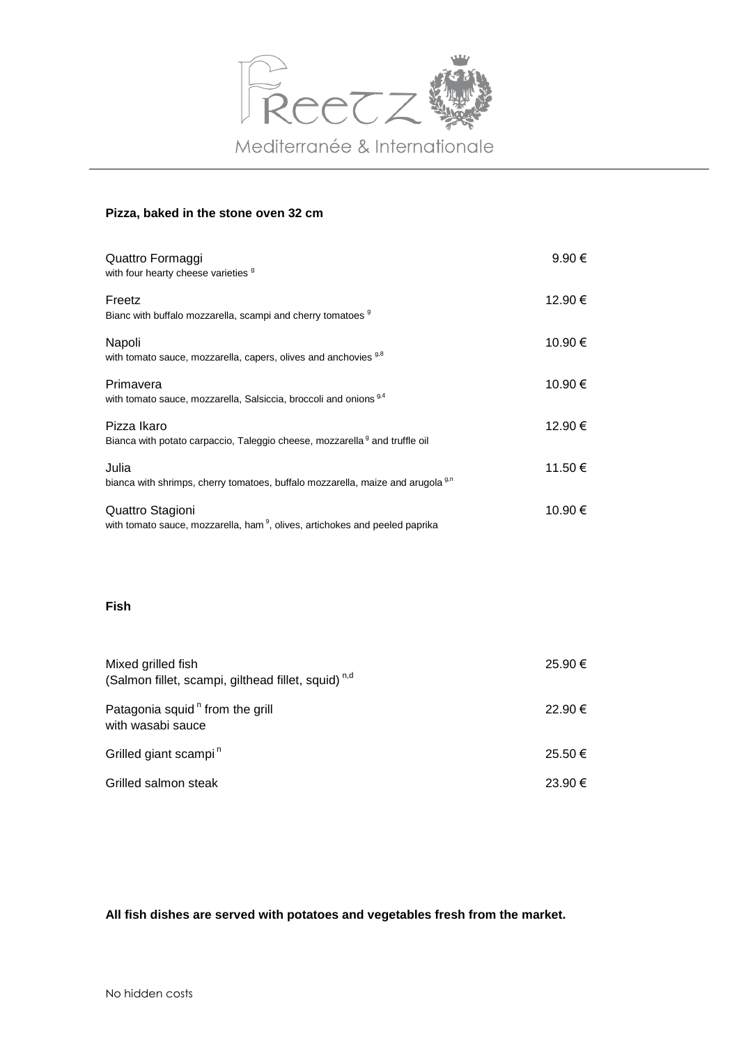Freetz

Mediterranée & Internationale

### Pizza, baked in the stone oven 32 cm

| | |
|---|---|
| Quattro Formaggi<br>with four hearty cheese varieties [9] | 9.90 € |
| Freetz<br>Bianc with buffalo mozzarella, scampi and cherry tomatoes [9] | 12.90 € |
| Napoli<br>with tomato sauce, mozzarella, capers, olives and anchovies [9,8] | 10.90 € |
| Primavera<br>with tomato sauce, mozzarella, Salsiccia, broccoli and onions [9,4] | 10.90 € |
| Pizza Ikaro<br>Bianca with potato carpaccio, Taleggio cheese, mozzarella [9] and truffle oil | 12.90 € |
| Julia<br>bianca with shrimps, cherry tomatoes, buffalo mozzarella, maize and arugola [9,n] | 11.50 € |
| Quattro Stagioni<br>with tomato sauce, mozzarella, ham [9], olives, artichokes and peeled paprika | 10.90 € |

### Fish

| | |
|---|---|
| Mixed grilled fish<br>(Salmon fillet, scampi, gilthead fillet, squid) [n,d] | 25.90 € |
| Patagonia squid [n] from the grill<br>with wasabi sauce | 22.90 € |
| Grilled giant scampi [n] | 25.50 € |
| Grilled salmon steak | 23.90 € |

**All fish dishes are served with potatoes and vegetables fresh from the market.**

No hidden costs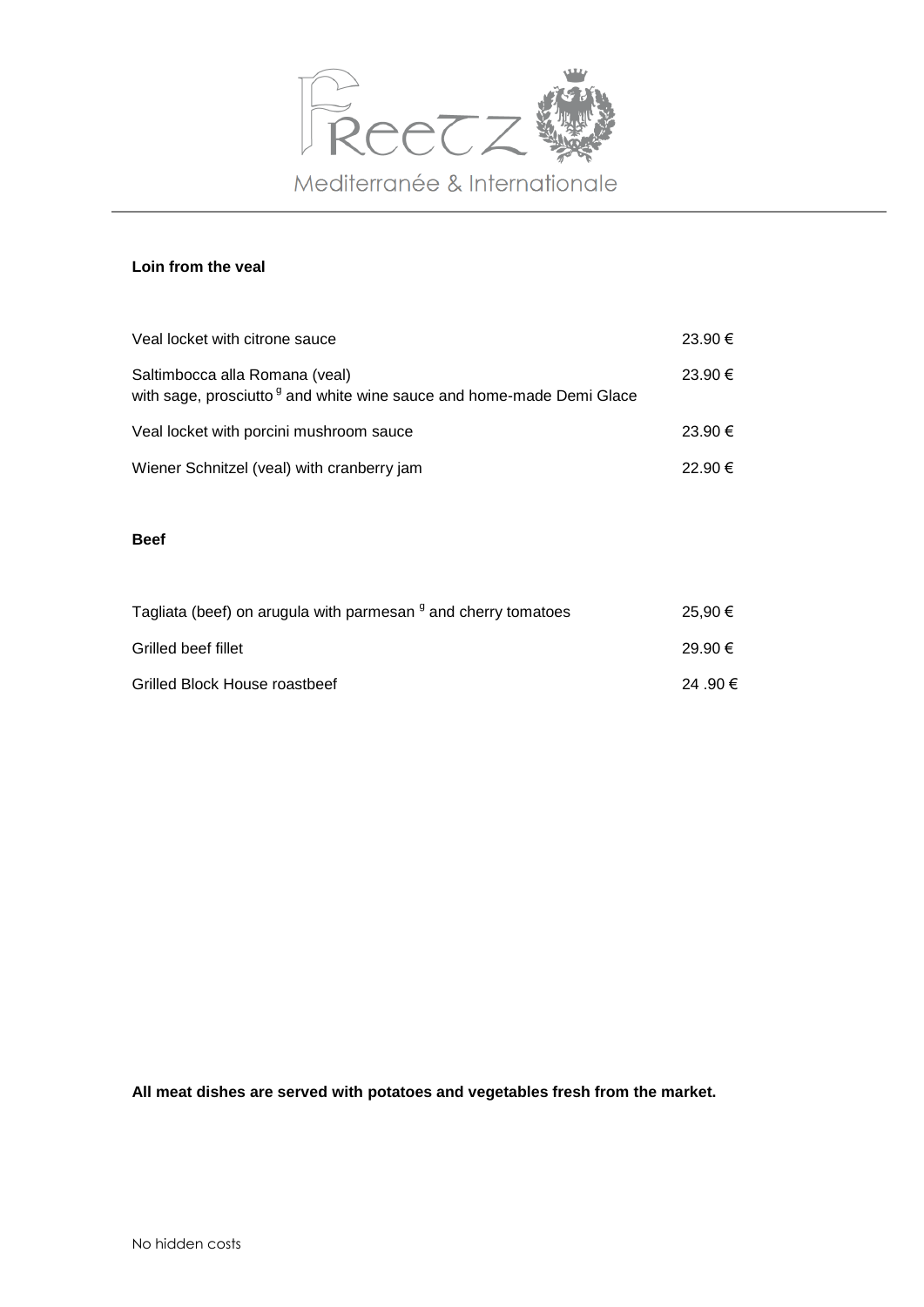FreeTZ

Mediterranée & Internationale

**Loin from the veal**

| | |
|---|---|
| Veal locket with citrone sauce | 23.90 € |
| Saltimbocca alla Romana (veal)<br>with sage, prosciutto [9] and white wine sauce and home-made Demi Glace | 23.90 € |
| Veal locket with porcini mushroom sauce | 23.90 € |
| Wiener Schnitzel (veal) with cranberry jam | 22.90 € |

**Beef**

| | |
|---|---|
| Tagliata (beef) on arugula with parmesan [g] and cherry tomatoes | 25,90 € |
| Grilled beef fillet | 29.90 € |
| Grilled Block House roastbeef | 24 .90 € |

**All meat dishes are served with potatoes and vegetables fresh from the market.**

No hidden costs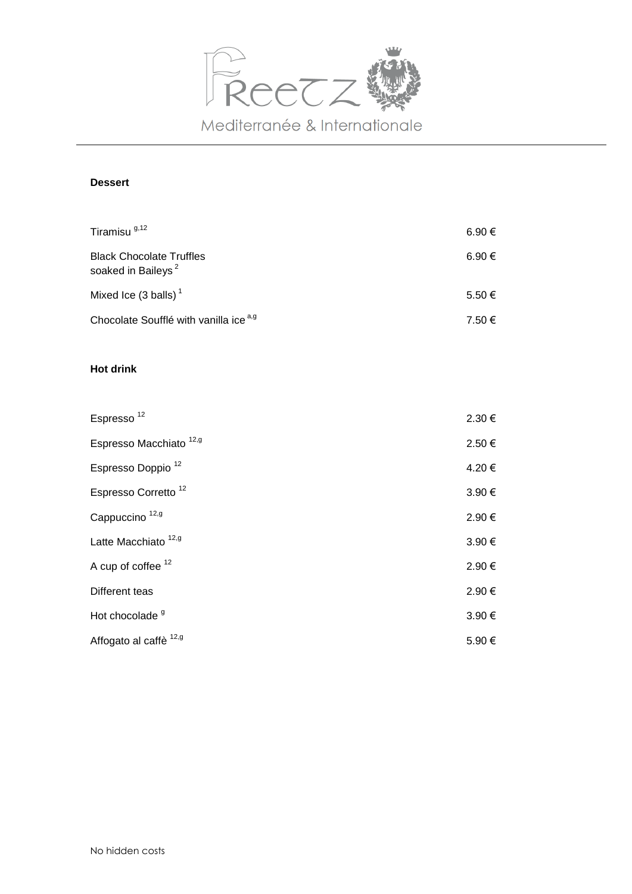Mediterranée & Internationale

## Dessert

| | |
|---|---|
| Tiramisu [g,12] | 6.90 € |
| Black Chocolate Truffles soaked in Baileys [2] | 6.90 € |
| Mixed Ice (3 balls) [1] | 5.50 € |
| Chocolate Soufflé with vanilla ice [a,g] | 7.50 € |

## Hot drink

| | |
|---|---|
| Espresso [12] | 2.30 € |
| Espresso Macchiato [12,g] | 2.50 € |
| Espresso Doppio [12] | 4.20 € |
| Espresso Corretto [12] | 3.90 € |
| Cappuccino [12,g] | 2.90 € |
| Latte Macchiato [12,g] | 3.90 € |
| A cup of coffee [12] | 2.90 € |
| Different teas | 2.90 € |
| Hot chocolade [g] | 3.90 € |
| Affogato al caffè [12,g] | 5.90 € |

No hidden costs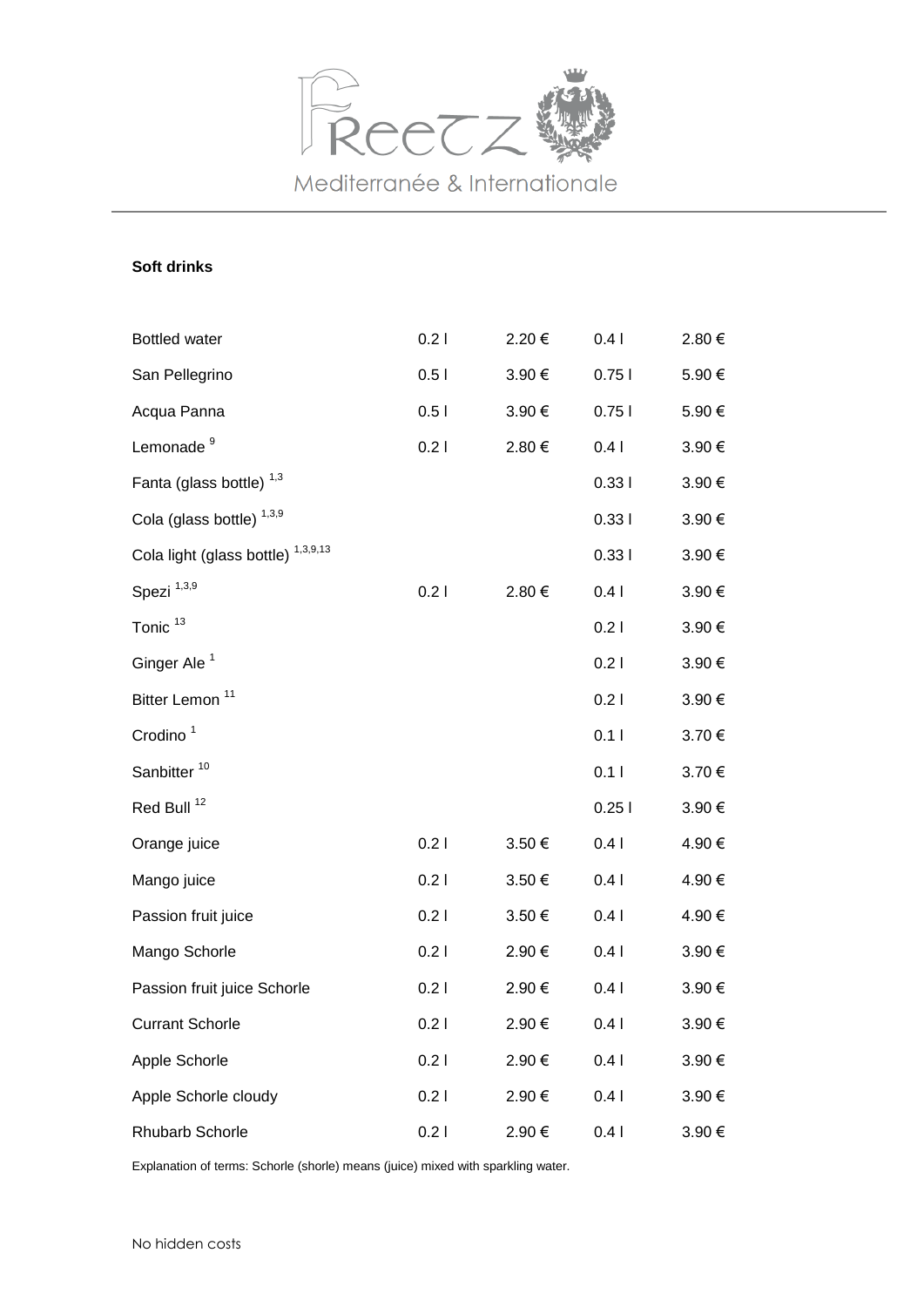FreeTZ

Mediterranée & Internationale

**Soft drinks**

| | | | | |
|---|---|---|---|---|
| Bottled water | 0.2 l | 2.20 € | 0.4 l | 2.80 € |
| San Pellegrino | 0.5 l | 3.90 € | 0.75 l | 5.90 € |
| Acqua Panna | 0.5 l | 3.90 € | 0.75 l | 5.90 € |
| Lemonade [9] | 0.2 l | 2.80 € | 0.4 l | 3.90 € |
| Fanta (glass bottle) [1,3] | | | 0.33 l | 3.90 € |
| Cola (glass bottle) [1,3,9] | | | 0.33 l | 3.90 € |
| Cola light (glass bottle) [1,3,9,13] | | | 0.33 l | 3.90 € |
| Spezi [1,3,9] | 0.2 l | 2.80 € | 0.4 l | 3.90 € |
| Tonic [13] | | | 0.2 l | 3.90 € |
| Ginger Ale [1] | | | 0.2 l | 3.90 € |
| Bitter Lemon [11] | | | 0.2 l | 3.90 € |
| Crodino [1] | | | 0.1 l | 3.70 € |
| Sanbitter [10] | | | 0.1 l | 3.70 € |
| Red Bull [12] | | | 0.25 l | 3.90 € |
| Orange juice | 0.2 l | 3.50 € | 0.4 l | 4.90 € |
| Mango juice | 0.2 l | 3.50 € | 0.4 l | 4.90 € |
| Passion fruit juice | 0.2 l | 3.50 € | 0.4 l | 4.90 € |
| Mango Schorle | 0.2 l | 2.90 € | 0.4 l | 3.90 € |
| Passion fruit juice Schorle | 0.2 l | 2.90 € | 0.4 l | 3.90 € |
| Currant Schorle | 0.2 l | 2.90 € | 0.4 l | 3.90 € |
| Apple Schorle | 0.2 l | 2.90 € | 0.4 l | 3.90 € |
| Apple Schorle cloudy | 0.2 l | 2.90 € | 0.4 l | 3.90 € |
| Rhubarb Schorle | 0.2 l | 2.90 € | 0.4 l | 3.90 € |

Explanation of terms: Schorle (shorle) means (juice) mixed with sparkling water.

No hidden costs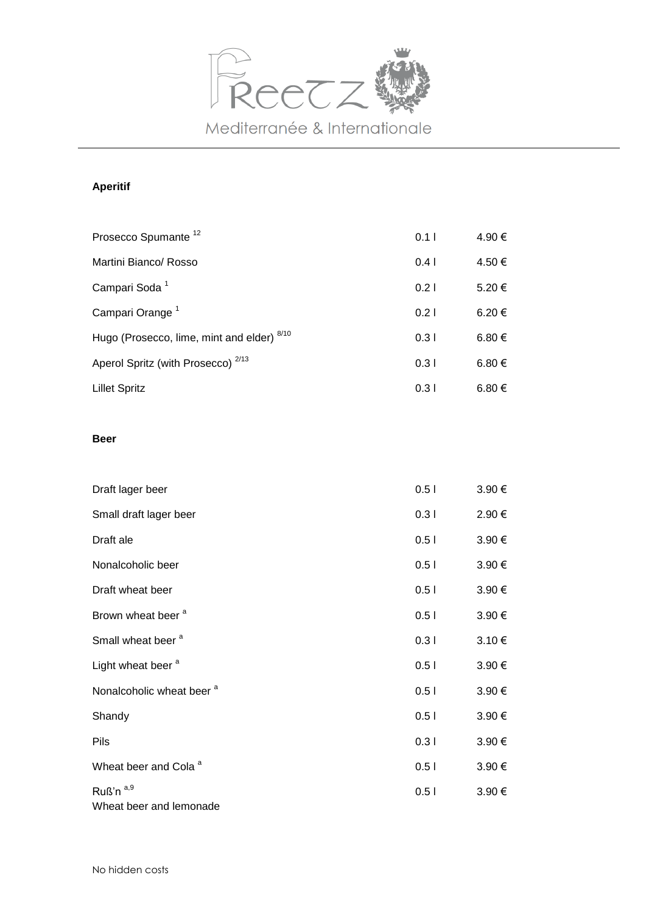Mediterranée & Internationale

**Aperitif**

| | | |
|---|---|---|
| Prosecco Spumante [12] | 0.1 l | 4.90 € |
| Martini Bianco/ Rosso | 0.4 l | 4.50 € |
| Campari Soda [1] | 0.2 l | 5.20 € |
| Campari Orange [1] | 0.2 l | 6.20 € |
| Hugo (Prosecco, lime, mint and elder) [8/10] | 0.3 l | 6.80 € |
| Aperol Spritz (with Prosecco) [2/13] | 0.3 l | 6.80 € |
| Lillet Spritz | 0.3 l | 6.80 € |

**Beer**

| | | |
|---|---|---|
| Draft lager beer | 0.5 l | 3.90 € |
| Small draft lager beer | 0.3 l | 2.90 € |
| Draft ale | 0.5 l | 3.90 € |
| Nonalcoholic beer | 0.5 l | 3.90 € |
| Draft wheat beer | 0.5 l | 3.90 € |
| Brown wheat beer [a] | 0.5 l | 3.90 € |
| Small wheat beer [a] | 0.3 l | 3.10 € |
| Light wheat beer [a] | 0.5 l | 3.90 € |
| Nonalcoholic wheat beer [a] | 0.5 l | 3.90 € |
| Shandy | 0.5 l | 3.90 € |
| Pils | 0.3 l | 3.90 € |
| Wheat beer and Cola [a] | 0.5 l | 3.90 € |
| Ruß'n [a,9] Wheat beer and lemonade | 0.5 l | 3.90 € |

No hidden costs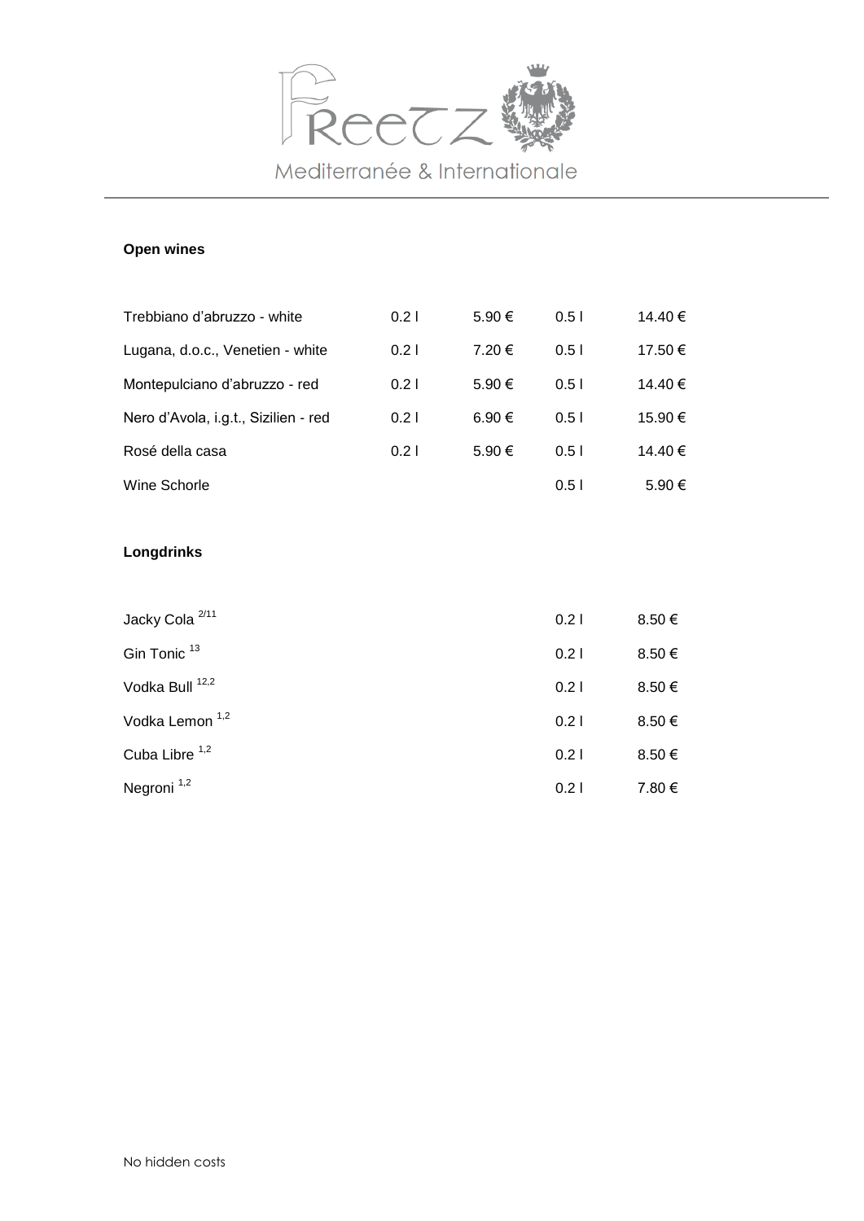Freetz

Mediterranée & Internationale

**Open wines**

| | | | | |
|---|---|---|---|---|
| Trebbiano d'abruzzo - white | 0.2 l | 5.90 € | 0.5 l | 14.40 € |
| Lugana, d.o.c., Venetien - white | 0.2 l | 7.20 € | 0.5 l | 17.50 € |
| Montepulciano d'abruzzo - red | 0.2 l | 5.90 € | 0.5 l | 14.40 € |
| Nero d'Avola, i.g.t., Sizilien - red | 0.2 l | 6.90 € | 0.5 l | 15.90 € |
| Rosé della casa | 0.2 l | 5.90 € | 0.5 l | 14.40 € |
| Wine Schorle | | | 0.5 l | 5.90 € |

**Longdrinks**

| | | |
|---|---|---|
| Jacky Cola [2/11] | 0.2 l | 8.50 € |
| Gin Tonic [13] | 0.2 l | 8.50 € |
| Vodka Bull [12,2] | 0.2 l | 8.50 € |
| Vodka Lemon [1,2] | 0.2 l | 8.50 € |
| Cuba Libre [1,2] | 0.2 l | 8.50 € |
| Negroni [1,2] | 0.2 l | 7.80 € |

No hidden costs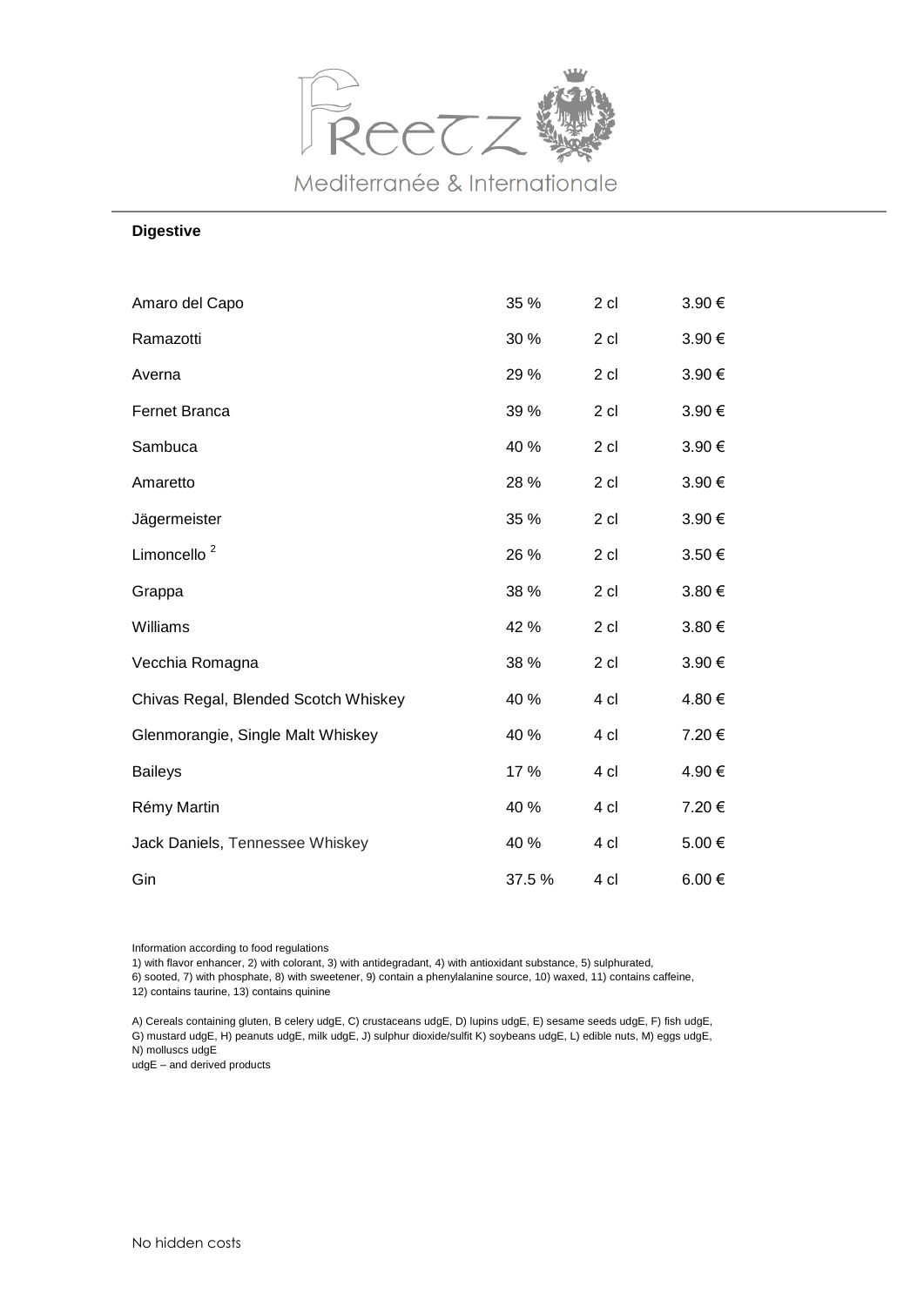Freetz
Mediterranée & Internationale

**Digestive**

| | | | |
|---|---|---|---|
| Amaro del Capo | 35 % | 2 cl | 3.90 € |
| Ramazotti | 30 % | 2 cl | 3.90 € |
| Averna | 29 % | 2 cl | 3.90 € |
| Fernet Branca | 39 % | 2 cl | 3.90 € |
| Sambuca | 40 % | 2 cl | 3.90 € |
| Amaretto | 28 % | 2 cl | 3.90 € |
| Jägermeister | 35 % | 2 cl | 3.90 € |
| Limoncello [2] | 26 % | 2 cl | 3.50 € |
| Grappa | 38 % | 2 cl | 3.80 € |
| Williams | 42 % | 2 cl | 3.80 € |
| Vecchia Romagna | 38 % | 2 cl | 3.90 € |
| Chivas Regal, Blended Scotch Whiskey | 40 % | 4 cl | 4.80 € |
| Glenmorangie, Single Malt Whiskey | 40 % | 4 cl | 7.20 € |
| Baileys | 17 % | 4 cl | 4.90 € |
| Rémy Martin | 40 % | 4 cl | 7.20 € |
| Jack Daniels, Tennessee Whiskey | 40 % | 4 cl | 5.00 € |
| Gin | 37.5 % | 4 cl | 6.00 € |

Information according to food regulations
1) with flavor enhancer, 2) with colorant, 3) with antidegradant, 4) with antioxidant substance, 5) sulphurated,
6) sooted, 7) with phosphate, 8) with sweetener, 9) contain a phenylalanine source, 10) waxed, 11) contains caffeine,
12) contains taurine, 13) contains quinine

A) Cereals containing gluten, B celery udgE, C) crustaceans udgE, D) lupins udgE, E) sesame seeds udgE, F) fish udgE,
G) mustard udgE, H) peanuts udgE, milk udgE, J) sulphur dioxide/sulfit K) soybeans udgE, L) edible nuts, M) eggs udgE,
N) molluscs udgE
udgE – and derived products

No hidden costs